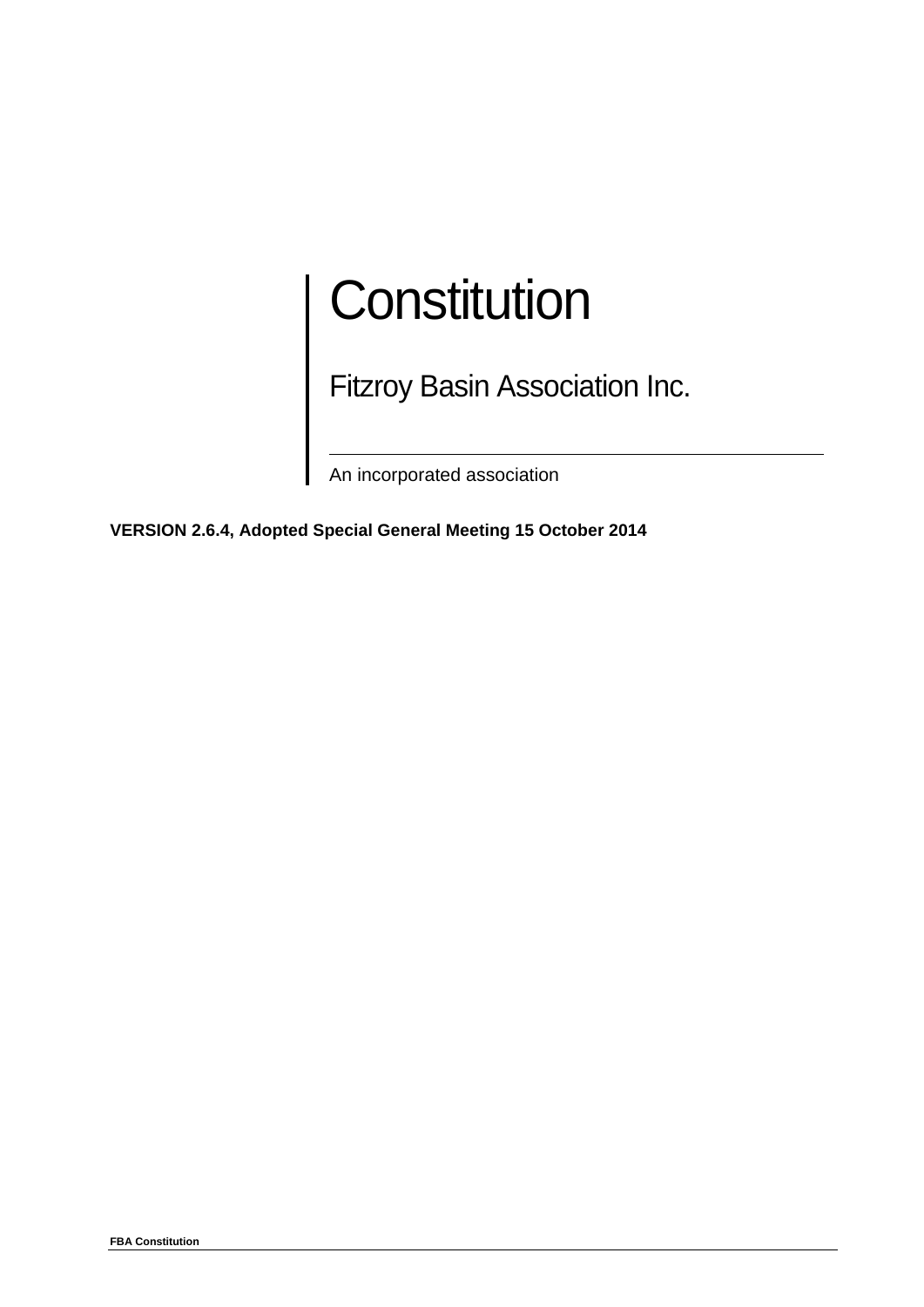# Constitution

## Fitzroy Basin Association Inc.

An incorporated association

**VERSION 2.6.4, Adopted Special General Meeting 15 October 2014**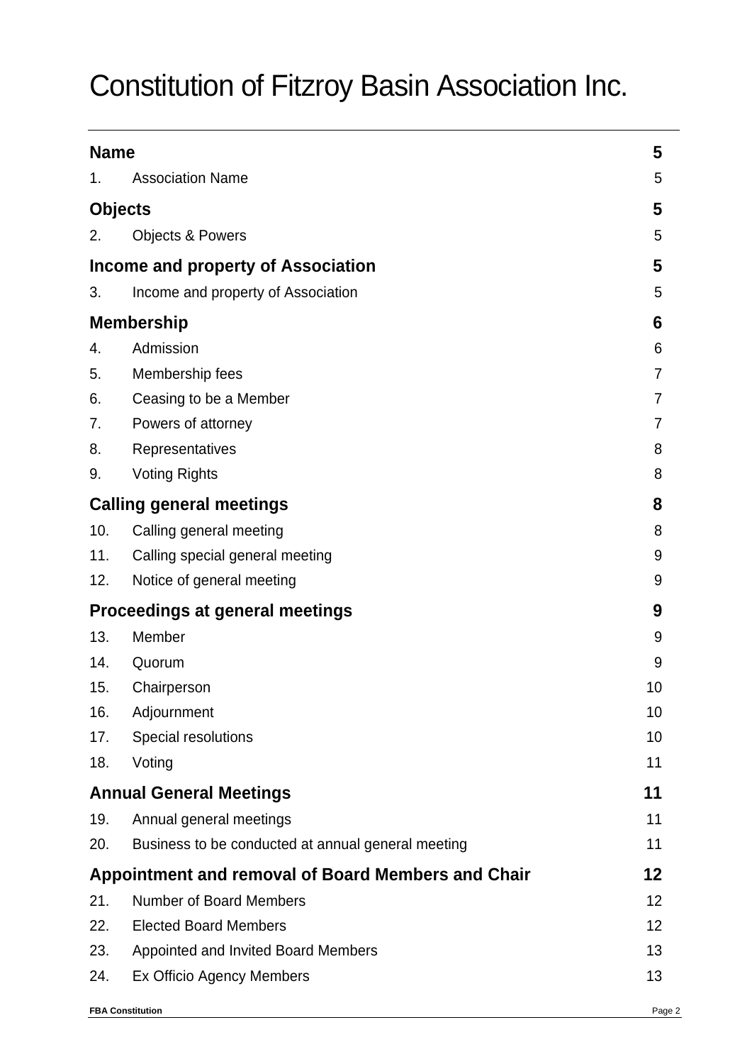# Constitution of Fitzroy Basin Association Inc.

| | | |
|---|---|---|
| **Name** | | **5** |
| 1. | Association Name | 5 |
| **Objects** | | **5** |
| 2. | Objects & Powers | 5 |
| **Income and property of Association** | | **5** |
| 3. | Income and property of Association | 5 |
| **Membership** | | **6** |
| 4. | Admission | 6 |
| 5. | Membership fees | 7 |
| 6. | Ceasing to be a Member | 7 |
| 7. | Powers of attorney | 7 |
| 8. | Representatives | 8 |
| 9. | Voting Rights | 8 |
| **Calling general meetings** | | **8** |
| 10. | Calling general meeting | 8 |
| 11. | Calling special general meeting | 9 |
| 12. | Notice of general meeting | 9 |
| **Proceedings at general meetings** | | **9** |
| 13. | Member | 9 |
| 14. | Quorum | 9 |
| 15. | Chairperson | 10 |
| 16. | Adjournment | 10 |
| 17. | Special resolutions | 10 |
| 18. | Voting | 11 |
| **Annual General Meetings** | | **11** |
| 19. | Annual general meetings | 11 |
| 20. | Business to be conducted at annual general meeting | 11 |
| **Appointment and removal of Board Members and Chair** | | **12** |
| 21. | Number of Board Members | 12 |
| 22. | Elected Board Members | 12 |
| 23. | Appointed and Invited Board Members | 13 |
| 24. | Ex Officio Agency Members | 13 |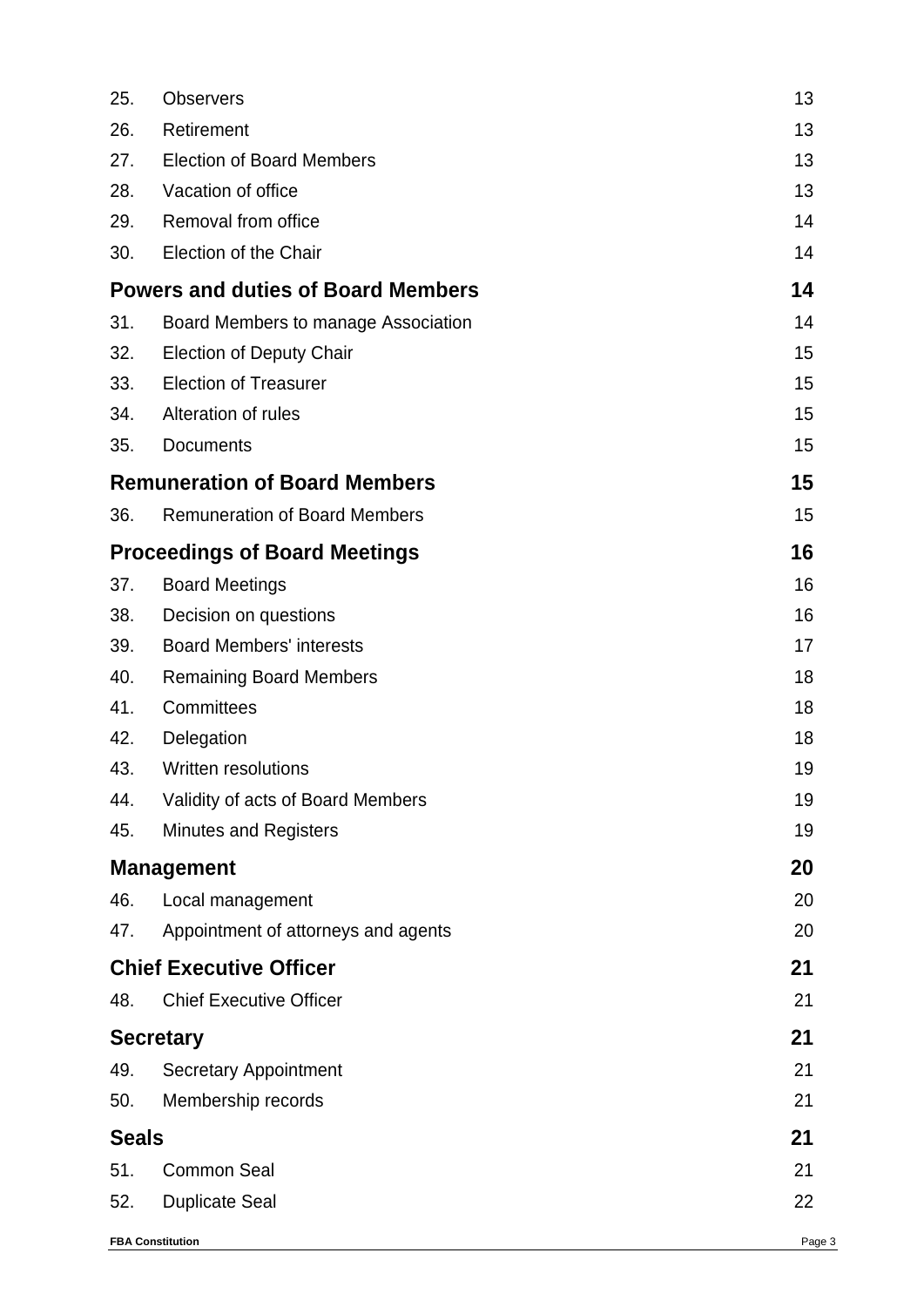| | | |
|---|---|---|
| 25. | Observers | 13 |
| 26. | Retirement | 13 |
| 27. | Election of Board Members | 13 |
| 28. | Vacation of office | 13 |
| 29. | Removal from office | 14 |
| 30. | Election of the Chair | 14 |
| **Powers and duties of Board Members** | | **14** |
| 31. | Board Members to manage Association | 14 |
| 32. | Election of Deputy Chair | 15 |
| 33. | Election of Treasurer | 15 |
| 34. | Alteration of rules | 15 |
| 35. | Documents | 15 |
| **Remuneration of Board Members** | | **15** |
| 36. | Remuneration of Board Members | 15 |
| **Proceedings of Board Meetings** | | **16** |
| 37. | Board Meetings | 16 |
| 38. | Decision on questions | 16 |
| 39. | Board Members' interests | 17 |
| 40. | Remaining Board Members | 18 |
| 41. | Committees | 18 |
| 42. | Delegation | 18 |
| 43. | Written resolutions | 19 |
| 44. | Validity of acts of Board Members | 19 |
| 45. | Minutes and Registers | 19 |
| **Management** | | **20** |
| 46. | Local management | 20 |
| 47. | Appointment of attorneys and agents | 20 |
| **Chief Executive Officer** | | **21** |
| 48. | Chief Executive Officer | 21 |
| **Secretary** | | **21** |
| 49. | Secretary Appointment | 21 |
| 50. | Membership records | 21 |
| **Seals** | | **21** |
| 51. | Common Seal | 21 |
| 52. | Duplicate Seal | 22 |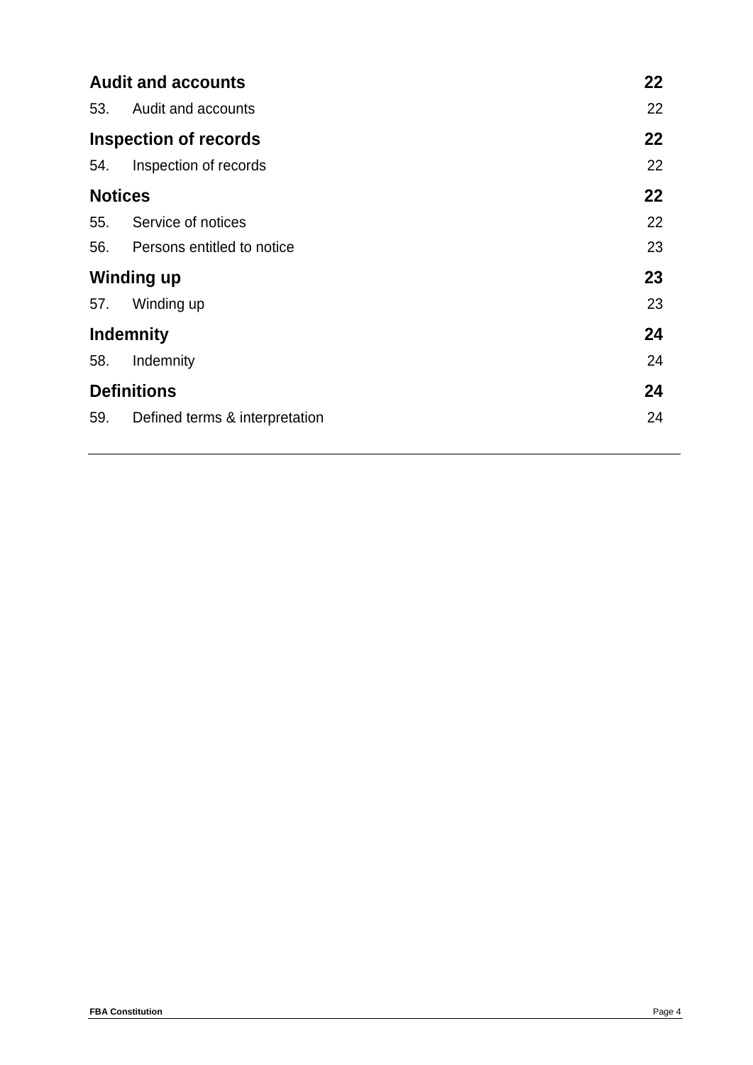| | |
|---|---|
| **Audit and accounts** | **22** |
| 53. Audit and accounts | 22 |
| **Inspection of records** | **22** |
| 54. Inspection of records | 22 |
| **Notices** | **22** |
| 55. Service of notices | 22 |
| 56. Persons entitled to notice | 23 |
| **Winding up** | **23** |
| 57. Winding up | 23 |
| **Indemnity** | **24** |
| 58. Indemnity | 24 |
| **Definitions** | **24** |
| 59. Defined terms & interpretation | 24 |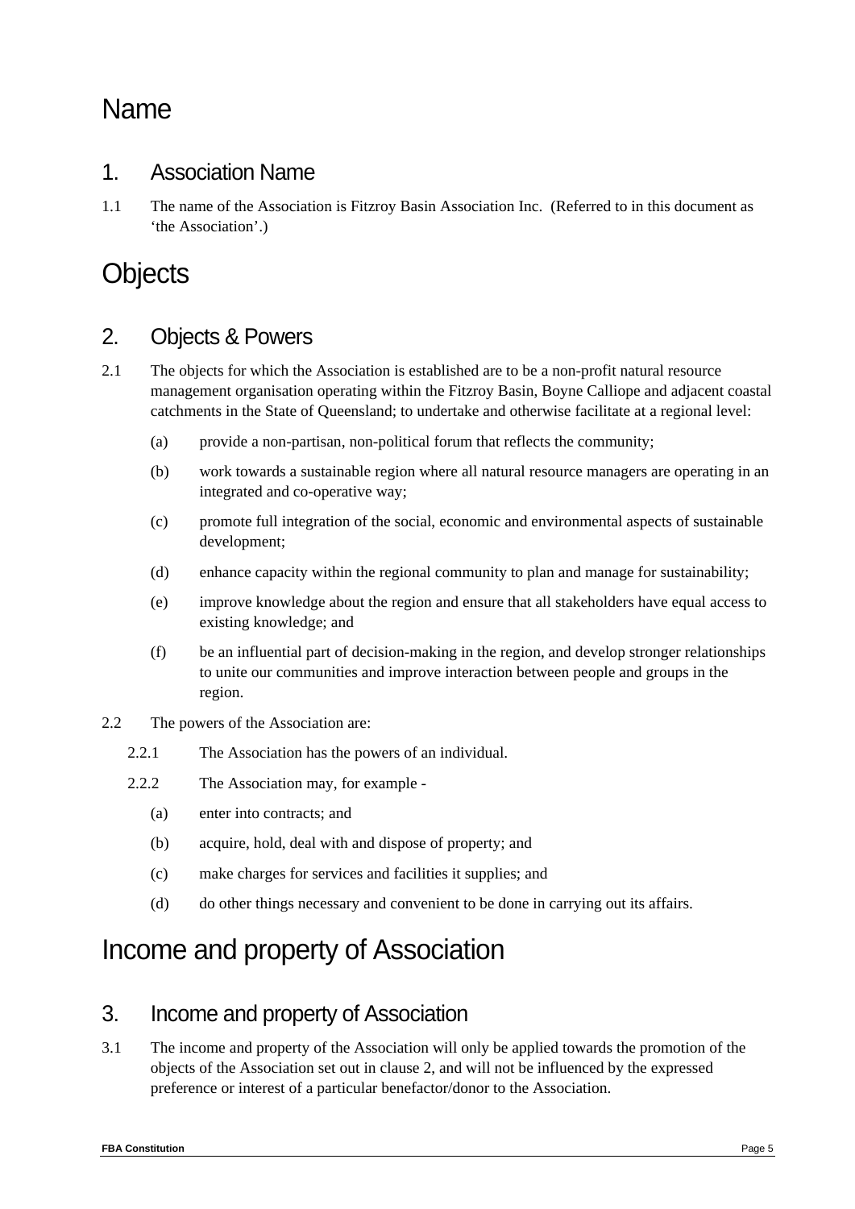# Name

## 1. Association Name

1.1 The name of the Association is Fitzroy Basin Association Inc. (Referred to in this document as 'the Association'.)

# Objects

## 2. Objects & Powers

2.1 The objects for which the Association is established are to be a non-profit natural resource management organisation operating within the Fitzroy Basin, Boyne Calliope and adjacent coastal catchments in the State of Queensland; to undertake and otherwise facilitate at a regional level:

(a) provide a non-partisan, non-political forum that reflects the community;

(b) work towards a sustainable region where all natural resource managers are operating in an integrated and co-operative way;

(c) promote full integration of the social, economic and environmental aspects of sustainable development;

(d) enhance capacity within the regional community to plan and manage for sustainability;

(e) improve knowledge about the region and ensure that all stakeholders have equal access to existing knowledge; and

(f) be an influential part of decision-making in the region, and develop stronger relationships to unite our communities and improve interaction between people and groups in the region.

2.2 The powers of the Association are:

2.2.1 The Association has the powers of an individual.

2.2.2 The Association may, for example -

(a) enter into contracts; and

(b) acquire, hold, deal with and dispose of property; and

(c) make charges for services and facilities it supplies; and

(d) do other things necessary and convenient to be done in carrying out its affairs.

# Income and property of Association

## 3. Income and property of Association

3.1 The income and property of the Association will only be applied towards the promotion of the objects of the Association set out in clause 2, and will not be influenced by the expressed preference or interest of a particular benefactor/donor to the Association.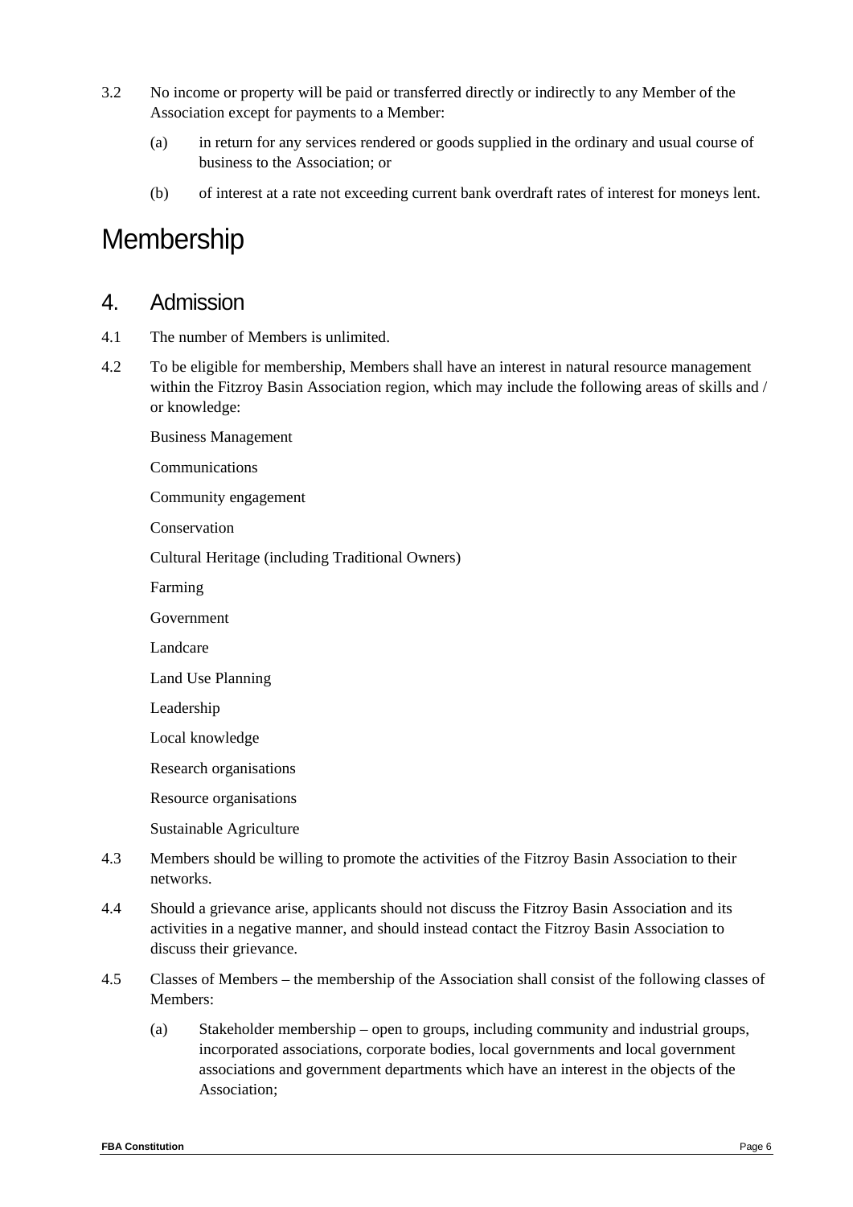3.2 No income or property will be paid or transferred directly or indirectly to any Member of the Association except for payments to a Member:

(a) in return for any services rendered or goods supplied in the ordinary and usual course of business to the Association; or

(b) of interest at a rate not exceeding current bank overdraft rates of interest for moneys lent.

# Membership

## 4. Admission

4.1 The number of Members is unlimited.

4.2 To be eligible for membership, Members shall have an interest in natural resource management within the Fitzroy Basin Association region, which may include the following areas of skills and / or knowledge:

Business Management

Communications

Community engagement

Conservation

Cultural Heritage (including Traditional Owners)

Farming

Government

Landcare

Land Use Planning

Leadership

Local knowledge

Research organisations

Resource organisations

Sustainable Agriculture

4.3 Members should be willing to promote the activities of the Fitzroy Basin Association to their networks.

4.4 Should a grievance arise, applicants should not discuss the Fitzroy Basin Association and its activities in a negative manner, and should instead contact the Fitzroy Basin Association to discuss their grievance.

4.5 Classes of Members – the membership of the Association shall consist of the following classes of Members:

(a) Stakeholder membership – open to groups, including community and industrial groups, incorporated associations, corporate bodies, local governments and local government associations and government departments which have an interest in the objects of the Association;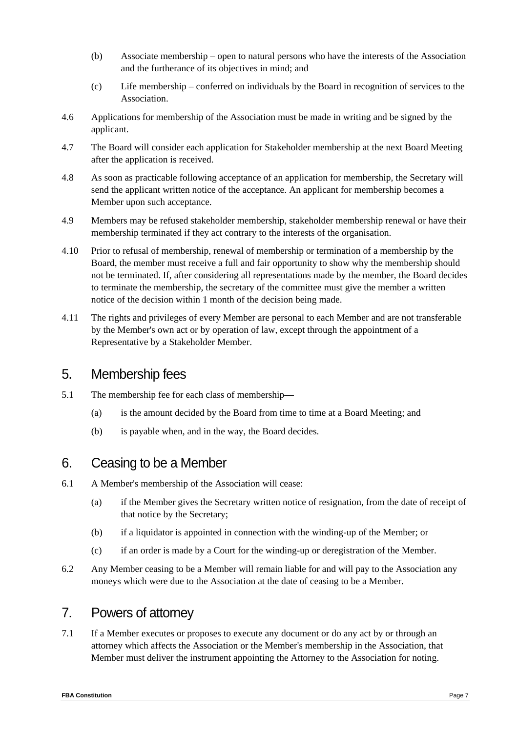(b) Associate membership – open to natural persons who have the interests of the Association and the furtherance of its objectives in mind; and

(c) Life membership – conferred on individuals by the Board in recognition of services to the Association.

4.6 Applications for membership of the Association must be made in writing and be signed by the applicant.

4.7 The Board will consider each application for Stakeholder membership at the next Board Meeting after the application is received.

4.8 As soon as practicable following acceptance of an application for membership, the Secretary will send the applicant written notice of the acceptance. An applicant for membership becomes a Member upon such acceptance.

4.9 Members may be refused stakeholder membership, stakeholder membership renewal or have their membership terminated if they act contrary to the interests of the organisation.

4.10 Prior to refusal of membership, renewal of membership or termination of a membership by the Board, the member must receive a full and fair opportunity to show why the membership should not be terminated. If, after considering all representations made by the member, the Board decides to terminate the membership, the secretary of the committee must give the member a written notice of the decision within 1 month of the decision being made.

4.11 The rights and privileges of every Member are personal to each Member and are not transferable by the Member's own act or by operation of law, except through the appointment of a Representative by a Stakeholder Member.

## 5. Membership fees

5.1 The membership fee for each class of membership—

(a) is the amount decided by the Board from time to time at a Board Meeting; and

(b) is payable when, and in the way, the Board decides.

## 6. Ceasing to be a Member

6.1 A Member's membership of the Association will cease:

(a) if the Member gives the Secretary written notice of resignation, from the date of receipt of that notice by the Secretary;

(b) if a liquidator is appointed in connection with the winding-up of the Member; or

(c) if an order is made by a Court for the winding-up or deregistration of the Member.

6.2 Any Member ceasing to be a Member will remain liable for and will pay to the Association any moneys which were due to the Association at the date of ceasing to be a Member.

## 7. Powers of attorney

7.1 If a Member executes or proposes to execute any document or do any act by or through an attorney which affects the Association or the Member's membership in the Association, that Member must deliver the instrument appointing the Attorney to the Association for noting.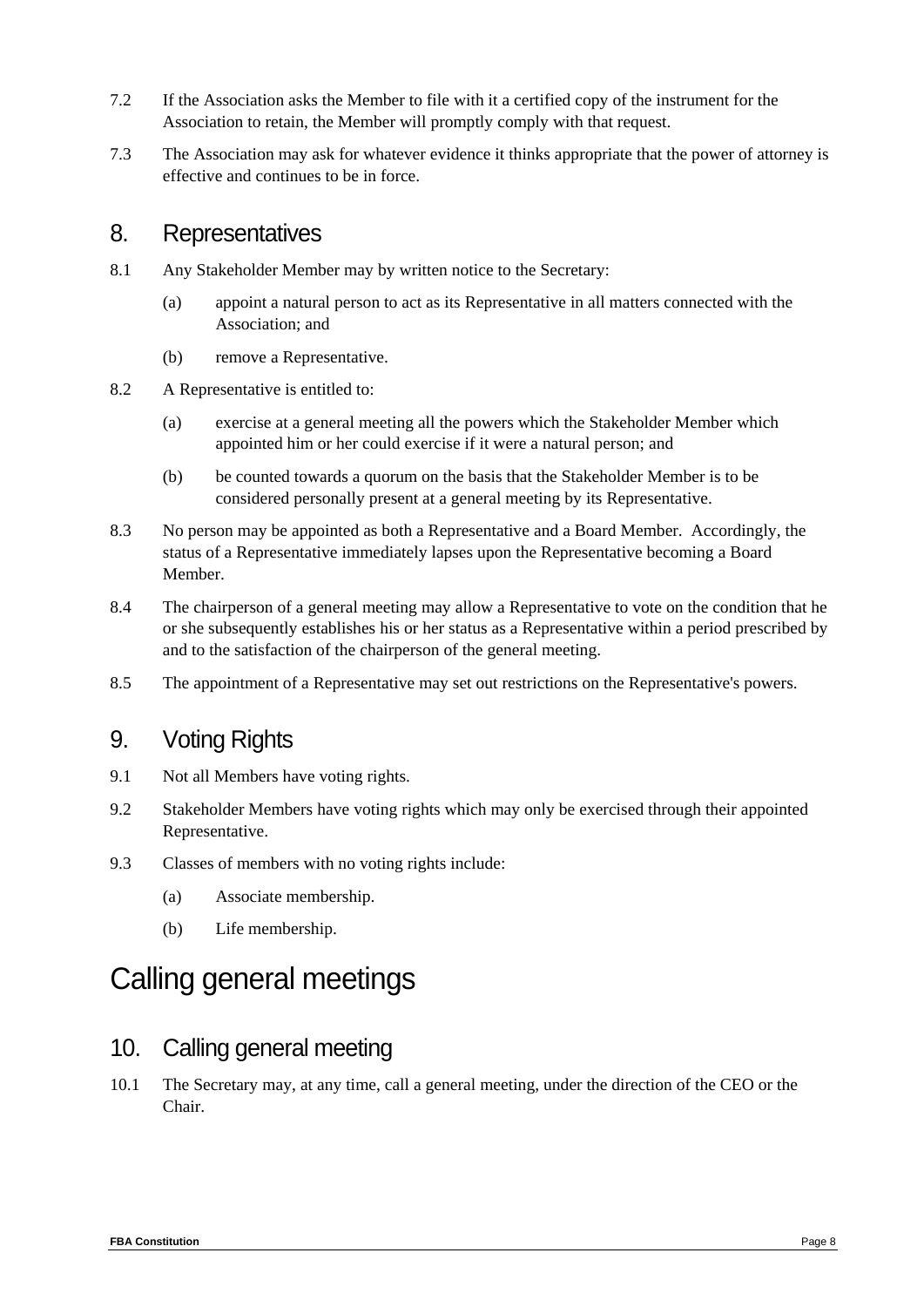7.2 If the Association asks the Member to file with it a certified copy of the instrument for the Association to retain, the Member will promptly comply with that request.

7.3 The Association may ask for whatever evidence it thinks appropriate that the power of attorney is effective and continues to be in force.

## 8. Representatives

8.1 Any Stakeholder Member may by written notice to the Secretary:

(a) appoint a natural person to act as its Representative in all matters connected with the Association; and

(b) remove a Representative.

8.2 A Representative is entitled to:

(a) exercise at a general meeting all the powers which the Stakeholder Member which appointed him or her could exercise if it were a natural person; and

(b) be counted towards a quorum on the basis that the Stakeholder Member is to be considered personally present at a general meeting by its Representative.

8.3 No person may be appointed as both a Representative and a Board Member. Accordingly, the status of a Representative immediately lapses upon the Representative becoming a Board Member.

8.4 The chairperson of a general meeting may allow a Representative to vote on the condition that he or she subsequently establishes his or her status as a Representative within a period prescribed by and to the satisfaction of the chairperson of the general meeting.

8.5 The appointment of a Representative may set out restrictions on the Representative's powers.

## 9. Voting Rights

9.1 Not all Members have voting rights.

9.2 Stakeholder Members have voting rights which may only be exercised through their appointed Representative.

9.3 Classes of members with no voting rights include:

(a) Associate membership.

(b) Life membership.

# Calling general meetings

## 10. Calling general meeting

10.1 The Secretary may, at any time, call a general meeting, under the direction of the CEO or the Chair.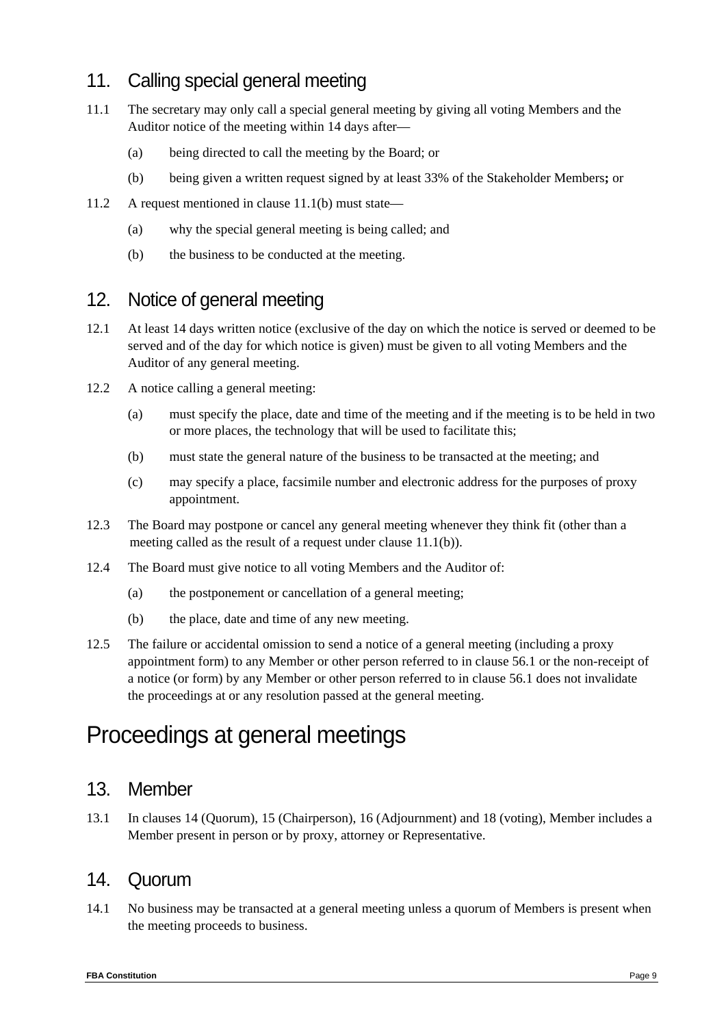## 11. Calling special general meeting

11.1 The secretary may only call a special general meeting by giving all voting Members and the Auditor notice of the meeting within 14 days after—

(a) being directed to call the meeting by the Board; or

(b) being given a written request signed by at least 33% of the Stakeholder Members**;** or

11.2 A request mentioned in clause 11.1(b) must state—

(a) why the special general meeting is being called; and

(b) the business to be conducted at the meeting.

## 12. Notice of general meeting

12.1 At least 14 days written notice (exclusive of the day on which the notice is served or deemed to be served and of the day for which notice is given) must be given to all voting Members and the Auditor of any general meeting.

12.2 A notice calling a general meeting:

(a) must specify the place, date and time of the meeting and if the meeting is to be held in two or more places, the technology that will be used to facilitate this;

(b) must state the general nature of the business to be transacted at the meeting; and

(c) may specify a place, facsimile number and electronic address for the purposes of proxy appointment.

12.3 The Board may postpone or cancel any general meeting whenever they think fit (other than a meeting called as the result of a request under clause 11.1(b)).

12.4 The Board must give notice to all voting Members and the Auditor of:

(a) the postponement or cancellation of a general meeting;

(b) the place, date and time of any new meeting.

12.5 The failure or accidental omission to send a notice of a general meeting (including a proxy appointment form) to any Member or other person referred to in clause 56.1 or the non-receipt of a notice (or form) by any Member or other person referred to in clause 56.1 does not invalidate the proceedings at or any resolution passed at the general meeting.

# Proceedings at general meetings

## 13. Member

13.1 In clauses 14 (Quorum), 15 (Chairperson), 16 (Adjournment) and 18 (voting), Member includes a Member present in person or by proxy, attorney or Representative.

## 14. Quorum

14.1 No business may be transacted at a general meeting unless a quorum of Members is present when the meeting proceeds to business.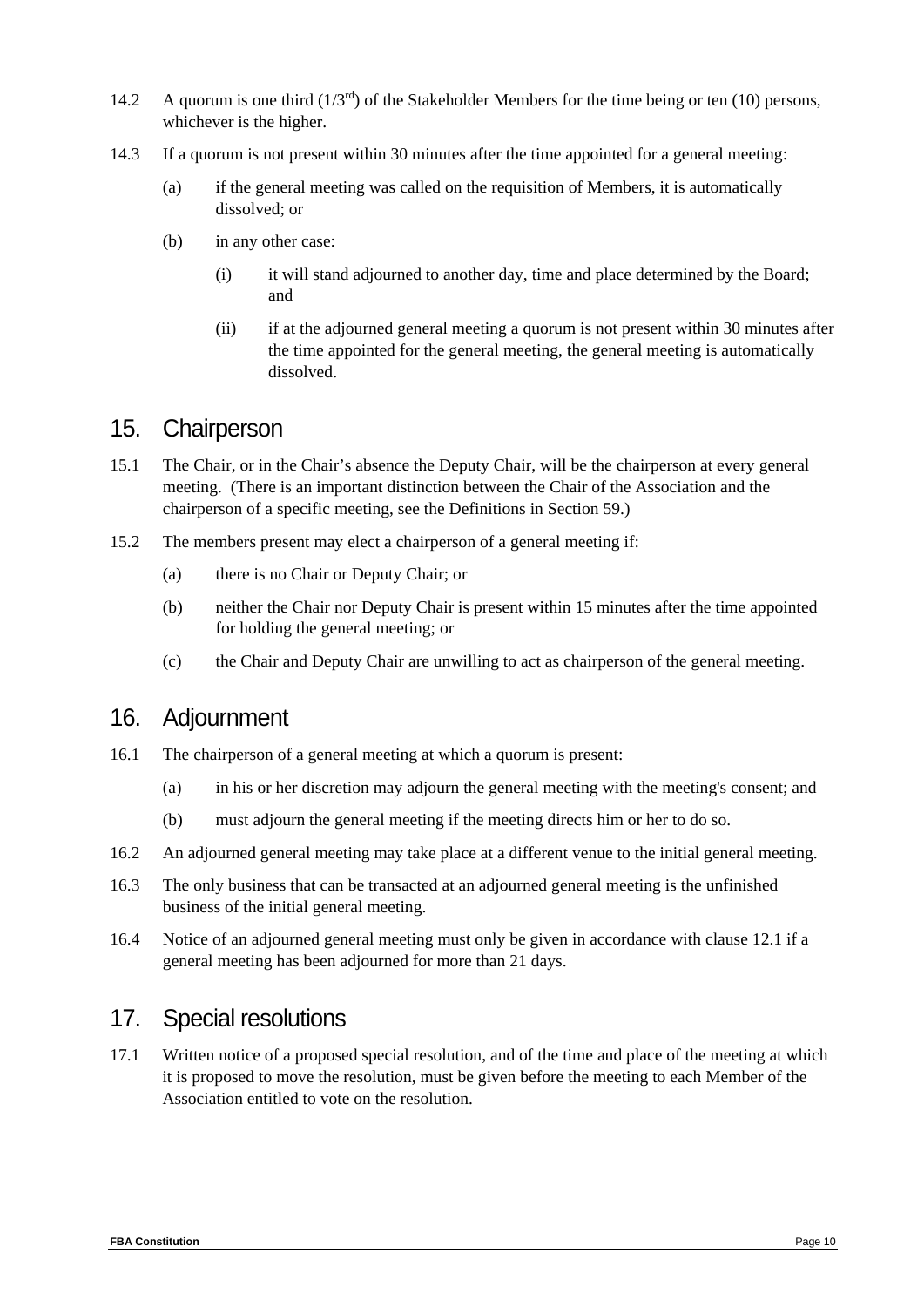14.2 A quorum is one third ($1/3^{rd}$) of the Stakeholder Members for the time being or ten (10) persons, whichever is the higher.

14.3 If a quorum is not present within 30 minutes after the time appointed for a general meeting:

(a) if the general meeting was called on the requisition of Members, it is automatically dissolved; or

(b) in any other case:

(i) it will stand adjourned to another day, time and place determined by the Board; and

(ii) if at the adjourned general meeting a quorum is not present within 30 minutes after the time appointed for the general meeting, the general meeting is automatically dissolved.

## 15. Chairperson

15.1 The Chair, or in the Chair's absence the Deputy Chair, will be the chairperson at every general meeting. (There is an important distinction between the Chair of the Association and the chairperson of a specific meeting, see the Definitions in Section 59.)

15.2 The members present may elect a chairperson of a general meeting if:

(a) there is no Chair or Deputy Chair; or

(b) neither the Chair nor Deputy Chair is present within 15 minutes after the time appointed for holding the general meeting; or

(c) the Chair and Deputy Chair are unwilling to act as chairperson of the general meeting.

## 16. Adjournment

16.1 The chairperson of a general meeting at which a quorum is present:

(a) in his or her discretion may adjourn the general meeting with the meeting's consent; and

(b) must adjourn the general meeting if the meeting directs him or her to do so.

16.2 An adjourned general meeting may take place at a different venue to the initial general meeting.

16.3 The only business that can be transacted at an adjourned general meeting is the unfinished business of the initial general meeting.

16.4 Notice of an adjourned general meeting must only be given in accordance with clause 12.1 if a general meeting has been adjourned for more than 21 days.

## 17. Special resolutions

17.1 Written notice of a proposed special resolution, and of the time and place of the meeting at which it is proposed to move the resolution, must be given before the meeting to each Member of the Association entitled to vote on the resolution.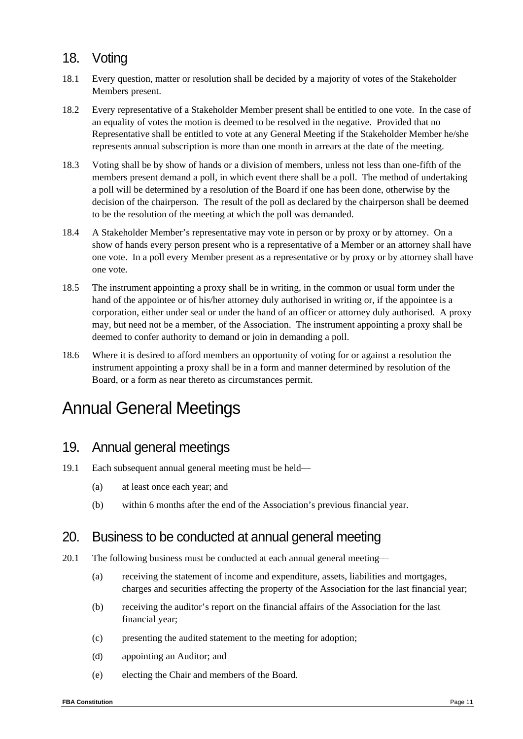## 18. Voting

18.1 Every question, matter or resolution shall be decided by a majority of votes of the Stakeholder Members present.

18.2 Every representative of a Stakeholder Member present shall be entitled to one vote. In the case of an equality of votes the motion is deemed to be resolved in the negative. Provided that no Representative shall be entitled to vote at any General Meeting if the Stakeholder Member he/she represents annual subscription is more than one month in arrears at the date of the meeting.

18.3 Voting shall be by show of hands or a division of members, unless not less than one-fifth of the members present demand a poll, in which event there shall be a poll. The method of undertaking a poll will be determined by a resolution of the Board if one has been done, otherwise by the decision of the chairperson. The result of the poll as declared by the chairperson shall be deemed to be the resolution of the meeting at which the poll was demanded.

18.4 A Stakeholder Member's representative may vote in person or by proxy or by attorney. On a show of hands every person present who is a representative of a Member or an attorney shall have one vote. In a poll every Member present as a representative or by proxy or by attorney shall have one vote.

18.5 The instrument appointing a proxy shall be in writing, in the common or usual form under the hand of the appointee or of his/her attorney duly authorised in writing or, if the appointee is a corporation, either under seal or under the hand of an officer or attorney duly authorised. A proxy may, but need not be a member, of the Association. The instrument appointing a proxy shall be deemed to confer authority to demand or join in demanding a poll.

18.6 Where it is desired to afford members an opportunity of voting for or against a resolution the instrument appointing a proxy shall be in a form and manner determined by resolution of the Board, or a form as near thereto as circumstances permit.

# Annual General Meetings

## 19. Annual general meetings

19.1 Each subsequent annual general meeting must be held—

(a) at least once each year; and

(b) within 6 months after the end of the Association's previous financial year.

## 20. Business to be conducted at annual general meeting

20.1 The following business must be conducted at each annual general meeting—

(a) receiving the statement of income and expenditure, assets, liabilities and mortgages, charges and securities affecting the property of the Association for the last financial year;

(b) receiving the auditor's report on the financial affairs of the Association for the last financial year;

(c) presenting the audited statement to the meeting for adoption;

(d) appointing an Auditor; and

(e) electing the Chair and members of the Board.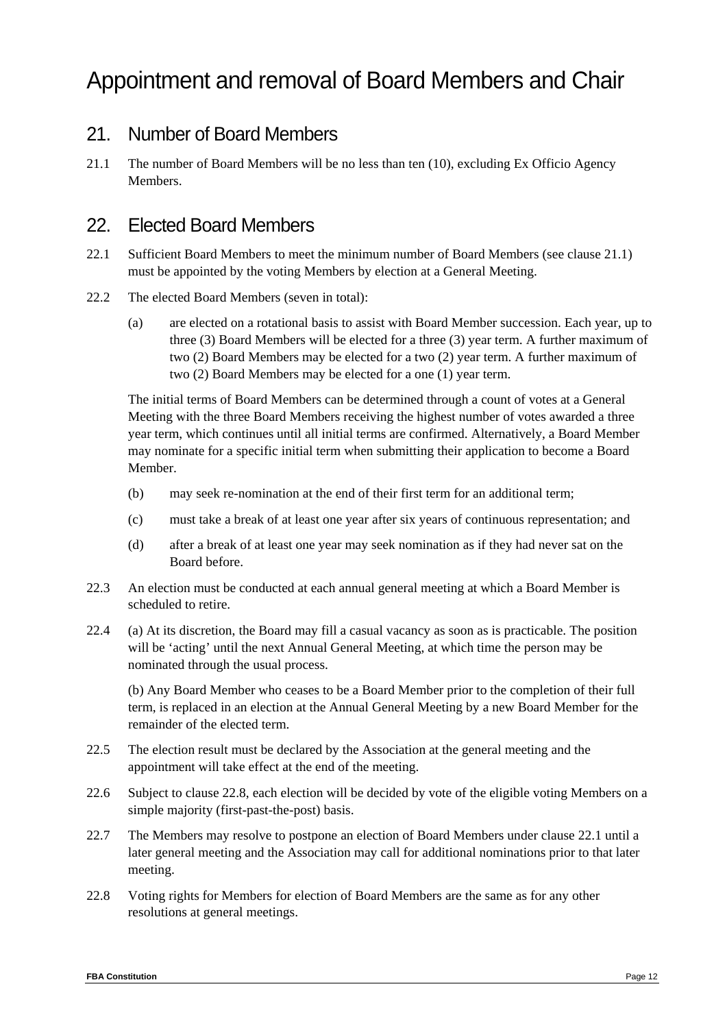# Appointment and removal of Board Members and Chair

## 21. Number of Board Members

21.1 The number of Board Members will be no less than ten (10), excluding Ex Officio Agency Members.

## 22. Elected Board Members

22.1 Sufficient Board Members to meet the minimum number of Board Members (see clause 21.1) must be appointed by the voting Members by election at a General Meeting.

22.2 The elected Board Members (seven in total):

(a) are elected on a rotational basis to assist with Board Member succession. Each year, up to three (3) Board Members will be elected for a three (3) year term. A further maximum of two (2) Board Members may be elected for a two (2) year term. A further maximum of two (2) Board Members may be elected for a one (1) year term.

The initial terms of Board Members can be determined through a count of votes at a General Meeting with the three Board Members receiving the highest number of votes awarded a three year term, which continues until all initial terms are confirmed. Alternatively, a Board Member may nominate for a specific initial term when submitting their application to become a Board Member.

(b) may seek re-nomination at the end of their first term for an additional term;

(c) must take a break of at least one year after six years of continuous representation; and

(d) after a break of at least one year may seek nomination as if they had never sat on the Board before.

22.3 An election must be conducted at each annual general meeting at which a Board Member is scheduled to retire.

22.4 (a) At its discretion, the Board may fill a casual vacancy as soon as is practicable. The position will be 'acting' until the next Annual General Meeting, at which time the person may be nominated through the usual process.

(b) Any Board Member who ceases to be a Board Member prior to the completion of their full term, is replaced in an election at the Annual General Meeting by a new Board Member for the remainder of the elected term.

22.5 The election result must be declared by the Association at the general meeting and the appointment will take effect at the end of the meeting.

22.6 Subject to clause 22.8, each election will be decided by vote of the eligible voting Members on a simple majority (first-past-the-post) basis.

22.7 The Members may resolve to postpone an election of Board Members under clause 22.1 until a later general meeting and the Association may call for additional nominations prior to that later meeting.

22.8 Voting rights for Members for election of Board Members are the same as for any other resolutions at general meetings.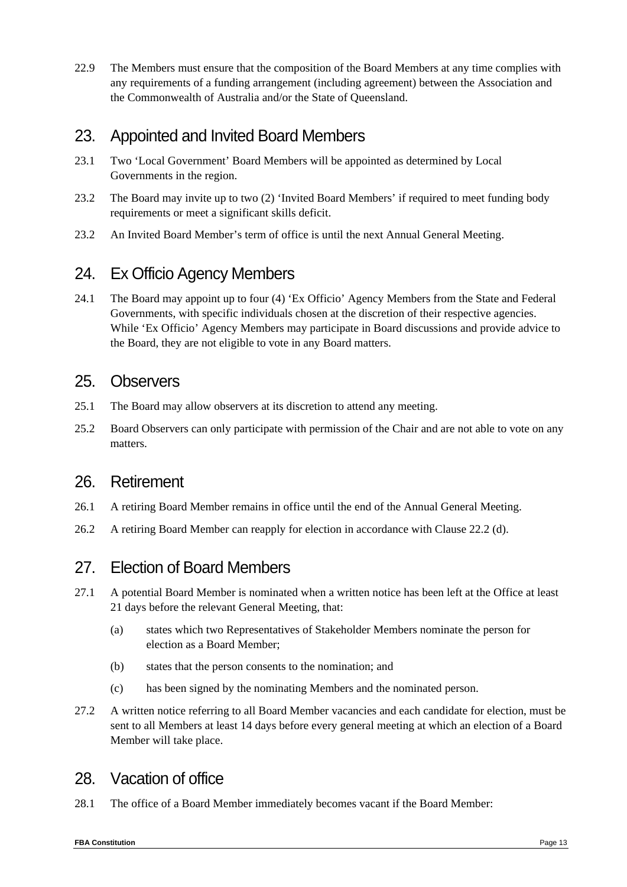22.9 The Members must ensure that the composition of the Board Members at any time complies with any requirements of a funding arrangement (including agreement) between the Association and the Commonwealth of Australia and/or the State of Queensland.

## 23. Appointed and Invited Board Members

23.1 Two 'Local Government' Board Members will be appointed as determined by Local Governments in the region.

23.2 The Board may invite up to two (2) 'Invited Board Members' if required to meet funding body requirements or meet a significant skills deficit.

23.2 An Invited Board Member's term of office is until the next Annual General Meeting.

## 24. Ex Officio Agency Members

24.1 The Board may appoint up to four (4) 'Ex Officio' Agency Members from the State and Federal Governments, with specific individuals chosen at the discretion of their respective agencies. While 'Ex Officio' Agency Members may participate in Board discussions and provide advice to the Board, they are not eligible to vote in any Board matters.

## 25. Observers

25.1 The Board may allow observers at its discretion to attend any meeting.

25.2 Board Observers can only participate with permission of the Chair and are not able to vote on any matters.

## 26. Retirement

26.1 A retiring Board Member remains in office until the end of the Annual General Meeting.

26.2 A retiring Board Member can reapply for election in accordance with Clause 22.2 (d).

## 27. Election of Board Members

27.1 A potential Board Member is nominated when a written notice has been left at the Office at least 21 days before the relevant General Meeting, that:

- (a) states which two Representatives of Stakeholder Members nominate the person for election as a Board Member;
- (b) states that the person consents to the nomination; and
- (c) has been signed by the nominating Members and the nominated person.

27.2 A written notice referring to all Board Member vacancies and each candidate for election, must be sent to all Members at least 14 days before every general meeting at which an election of a Board Member will take place.

## 28. Vacation of office

28.1 The office of a Board Member immediately becomes vacant if the Board Member: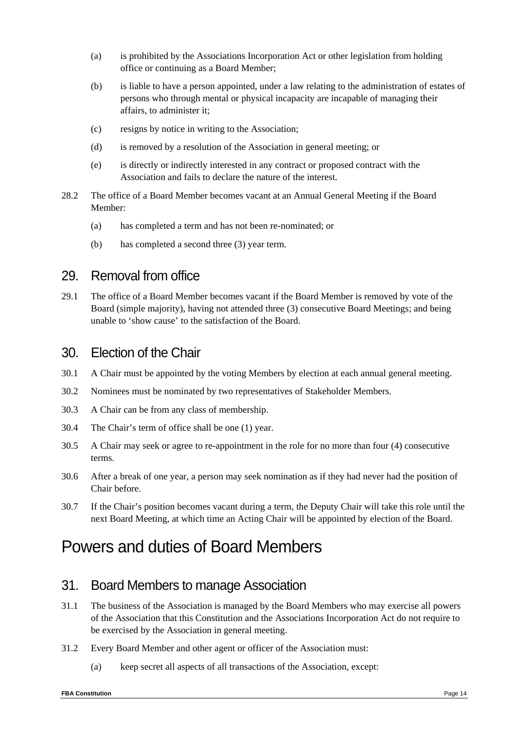(a) is prohibited by the Associations Incorporation Act or other legislation from holding office or continuing as a Board Member;

(b) is liable to have a person appointed, under a law relating to the administration of estates of persons who through mental or physical incapacity are incapable of managing their affairs, to administer it;

(c) resigns by notice in writing to the Association;

(d) is removed by a resolution of the Association in general meeting; or

(e) is directly or indirectly interested in any contract or proposed contract with the Association and fails to declare the nature of the interest.

28.2 The office of a Board Member becomes vacant at an Annual General Meeting if the Board Member:

(a) has completed a term and has not been re-nominated; or

(b) has completed a second three (3) year term.

## 29. Removal from office

29.1 The office of a Board Member becomes vacant if the Board Member is removed by vote of the Board (simple majority), having not attended three (3) consecutive Board Meetings; and being unable to 'show cause' to the satisfaction of the Board.

## 30. Election of the Chair

30.1 A Chair must be appointed by the voting Members by election at each annual general meeting.

30.2 Nominees must be nominated by two representatives of Stakeholder Members.

30.3 A Chair can be from any class of membership.

30.4 The Chair's term of office shall be one (1) year.

30.5 A Chair may seek or agree to re-appointment in the role for no more than four (4) consecutive terms.

30.6 After a break of one year, a person may seek nomination as if they had never had the position of Chair before.

30.7 If the Chair's position becomes vacant during a term, the Deputy Chair will take this role until the next Board Meeting, at which time an Acting Chair will be appointed by election of the Board.

# Powers and duties of Board Members

## 31. Board Members to manage Association

31.1 The business of the Association is managed by the Board Members who may exercise all powers of the Association that this Constitution and the Associations Incorporation Act do not require to be exercised by the Association in general meeting.

31.2 Every Board Member and other agent or officer of the Association must:

(a) keep secret all aspects of all transactions of the Association, except: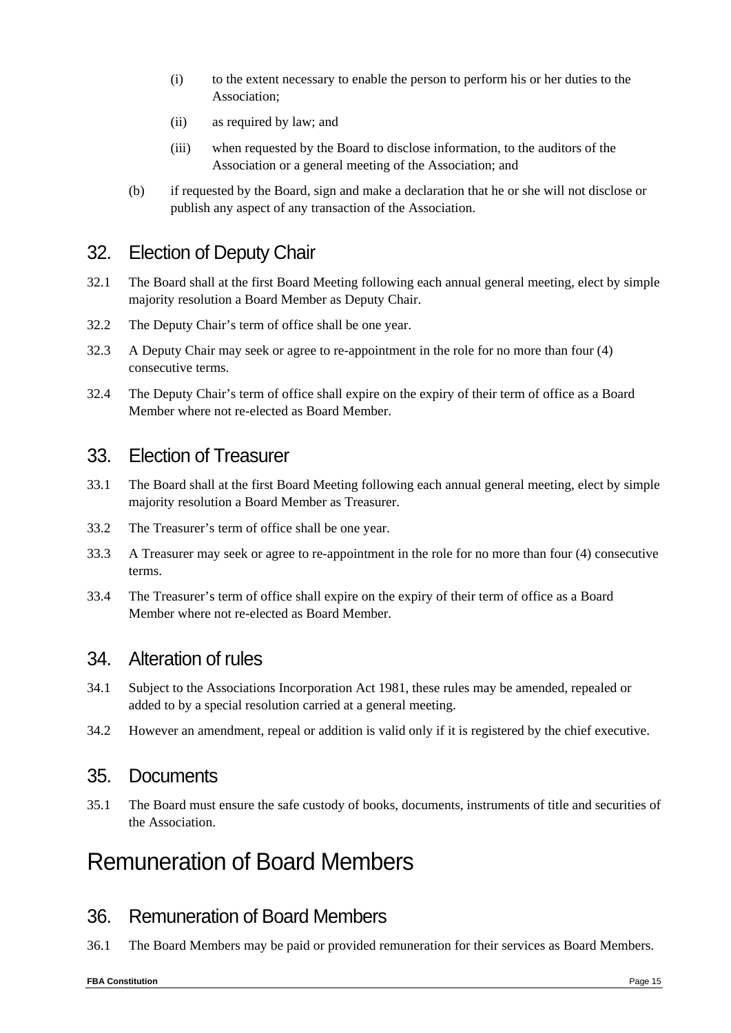(i) to the extent necessary to enable the person to perform his or her duties to the Association;

(ii) as required by law; and

(iii) when requested by the Board to disclose information, to the auditors of the Association or a general meeting of the Association; and

(b) if requested by the Board, sign and make a declaration that he or she will not disclose or publish any aspect of any transaction of the Association.

## 32. Election of Deputy Chair

32.1 The Board shall at the first Board Meeting following each annual general meeting, elect by simple majority resolution a Board Member as Deputy Chair.

32.2 The Deputy Chair's term of office shall be one year.

32.3 A Deputy Chair may seek or agree to re-appointment in the role for no more than four (4) consecutive terms.

32.4 The Deputy Chair's term of office shall expire on the expiry of their term of office as a Board Member where not re-elected as Board Member.

## 33. Election of Treasurer

33.1 The Board shall at the first Board Meeting following each annual general meeting, elect by simple majority resolution a Board Member as Treasurer.

33.2 The Treasurer's term of office shall be one year.

33.3 A Treasurer may seek or agree to re-appointment in the role for no more than four (4) consecutive terms.

33.4 The Treasurer's term of office shall expire on the expiry of their term of office as a Board Member where not re-elected as Board Member.

## 34. Alteration of rules

34.1 Subject to the Associations Incorporation Act 1981, these rules may be amended, repealed or added to by a special resolution carried at a general meeting.

34.2 However an amendment, repeal or addition is valid only if it is registered by the chief executive.

## 35. Documents

35.1 The Board must ensure the safe custody of books, documents, instruments of title and securities of the Association.

# Remuneration of Board Members

## 36. Remuneration of Board Members

36.1 The Board Members may be paid or provided remuneration for their services as Board Members.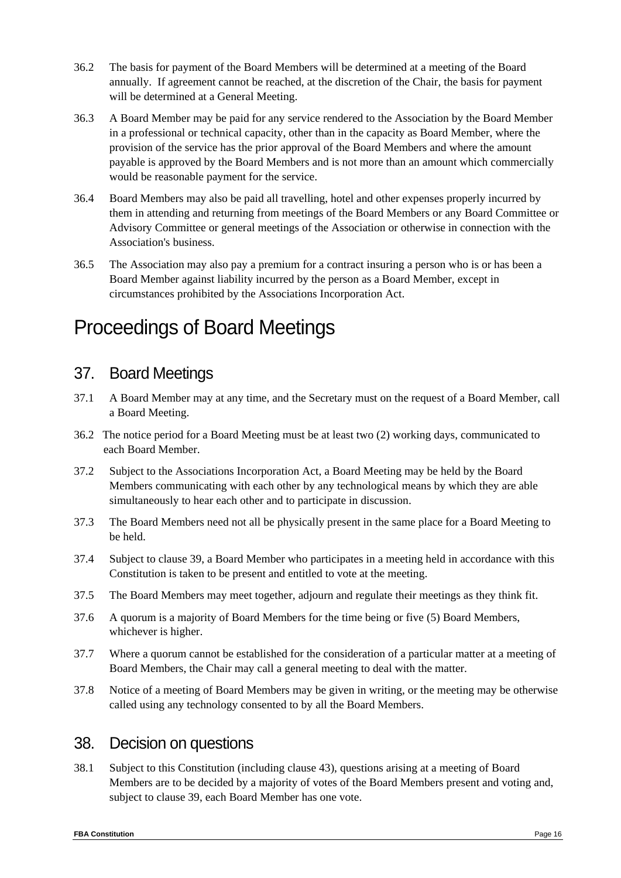36.2 The basis for payment of the Board Members will be determined at a meeting of the Board annually. If agreement cannot be reached, at the discretion of the Chair, the basis for payment will be determined at a General Meeting.

36.3 A Board Member may be paid for any service rendered to the Association by the Board Member in a professional or technical capacity, other than in the capacity as Board Member, where the provision of the service has the prior approval of the Board Members and where the amount payable is approved by the Board Members and is not more than an amount which commercially would be reasonable payment for the service.

36.4 Board Members may also be paid all travelling, hotel and other expenses properly incurred by them in attending and returning from meetings of the Board Members or any Board Committee or Advisory Committee or general meetings of the Association or otherwise in connection with the Association's business.

36.5 The Association may also pay a premium for a contract insuring a person who is or has been a Board Member against liability incurred by the person as a Board Member, except in circumstances prohibited by the Associations Incorporation Act.

# Proceedings of Board Meetings

## 37. Board Meetings

37.1 A Board Member may at any time, and the Secretary must on the request of a Board Member, call a Board Meeting.

36.2 The notice period for a Board Meeting must be at least two (2) working days, communicated to each Board Member.

37.2 Subject to the Associations Incorporation Act, a Board Meeting may be held by the Board Members communicating with each other by any technological means by which they are able simultaneously to hear each other and to participate in discussion.

37.3 The Board Members need not all be physically present in the same place for a Board Meeting to be held.

37.4 Subject to clause 39, a Board Member who participates in a meeting held in accordance with this Constitution is taken to be present and entitled to vote at the meeting.

37.5 The Board Members may meet together, adjourn and regulate their meetings as they think fit.

37.6 A quorum is a majority of Board Members for the time being or five (5) Board Members, whichever is higher.

37.7 Where a quorum cannot be established for the consideration of a particular matter at a meeting of Board Members, the Chair may call a general meeting to deal with the matter.

37.8 Notice of a meeting of Board Members may be given in writing, or the meeting may be otherwise called using any technology consented to by all the Board Members.

## 38. Decision on questions

38.1 Subject to this Constitution (including clause 43), questions arising at a meeting of Board Members are to be decided by a majority of votes of the Board Members present and voting and, subject to clause 39, each Board Member has one vote.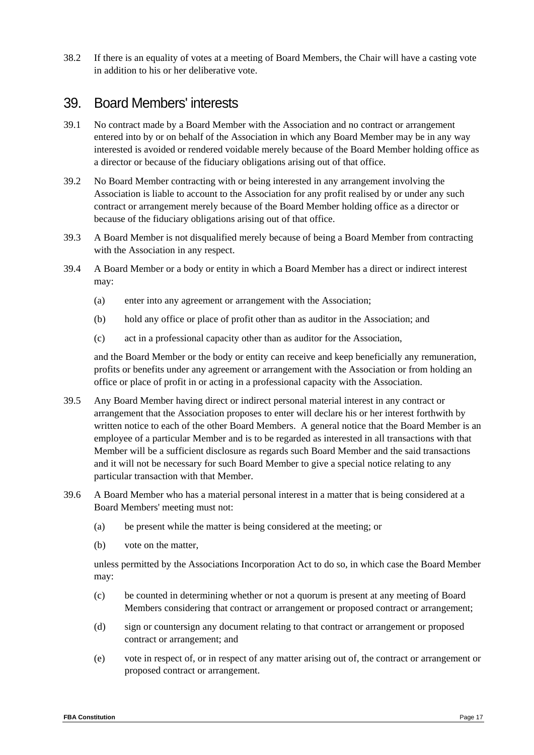38.2 If there is an equality of votes at a meeting of Board Members, the Chair will have a casting vote in addition to his or her deliberative vote.

## 39. Board Members' interests

39.1 No contract made by a Board Member with the Association and no contract or arrangement entered into by or on behalf of the Association in which any Board Member may be in any way interested is avoided or rendered voidable merely because of the Board Member holding office as a director or because of the fiduciary obligations arising out of that office.

39.2 No Board Member contracting with or being interested in any arrangement involving the Association is liable to account to the Association for any profit realised by or under any such contract or arrangement merely because of the Board Member holding office as a director or because of the fiduciary obligations arising out of that office.

39.3 A Board Member is not disqualified merely because of being a Board Member from contracting with the Association in any respect.

39.4 A Board Member or a body or entity in which a Board Member has a direct or indirect interest may:

(a) enter into any agreement or arrangement with the Association;

(b) hold any office or place of profit other than as auditor in the Association; and

(c) act in a professional capacity other than as auditor for the Association,

and the Board Member or the body or entity can receive and keep beneficially any remuneration, profits or benefits under any agreement or arrangement with the Association or from holding an office or place of profit in or acting in a professional capacity with the Association.

39.5 Any Board Member having direct or indirect personal material interest in any contract or arrangement that the Association proposes to enter will declare his or her interest forthwith by written notice to each of the other Board Members. A general notice that the Board Member is an employee of a particular Member and is to be regarded as interested in all transactions with that Member will be a sufficient disclosure as regards such Board Member and the said transactions and it will not be necessary for such Board Member to give a special notice relating to any particular transaction with that Member.

39.6 A Board Member who has a material personal interest in a matter that is being considered at a Board Members' meeting must not:

(a) be present while the matter is being considered at the meeting; or

(b) vote on the matter,

unless permitted by the Associations Incorporation Act to do so, in which case the Board Member may:

(c) be counted in determining whether or not a quorum is present at any meeting of Board Members considering that contract or arrangement or proposed contract or arrangement;

(d) sign or countersign any document relating to that contract or arrangement or proposed contract or arrangement; and

(e) vote in respect of, or in respect of any matter arising out of, the contract or arrangement or proposed contract or arrangement.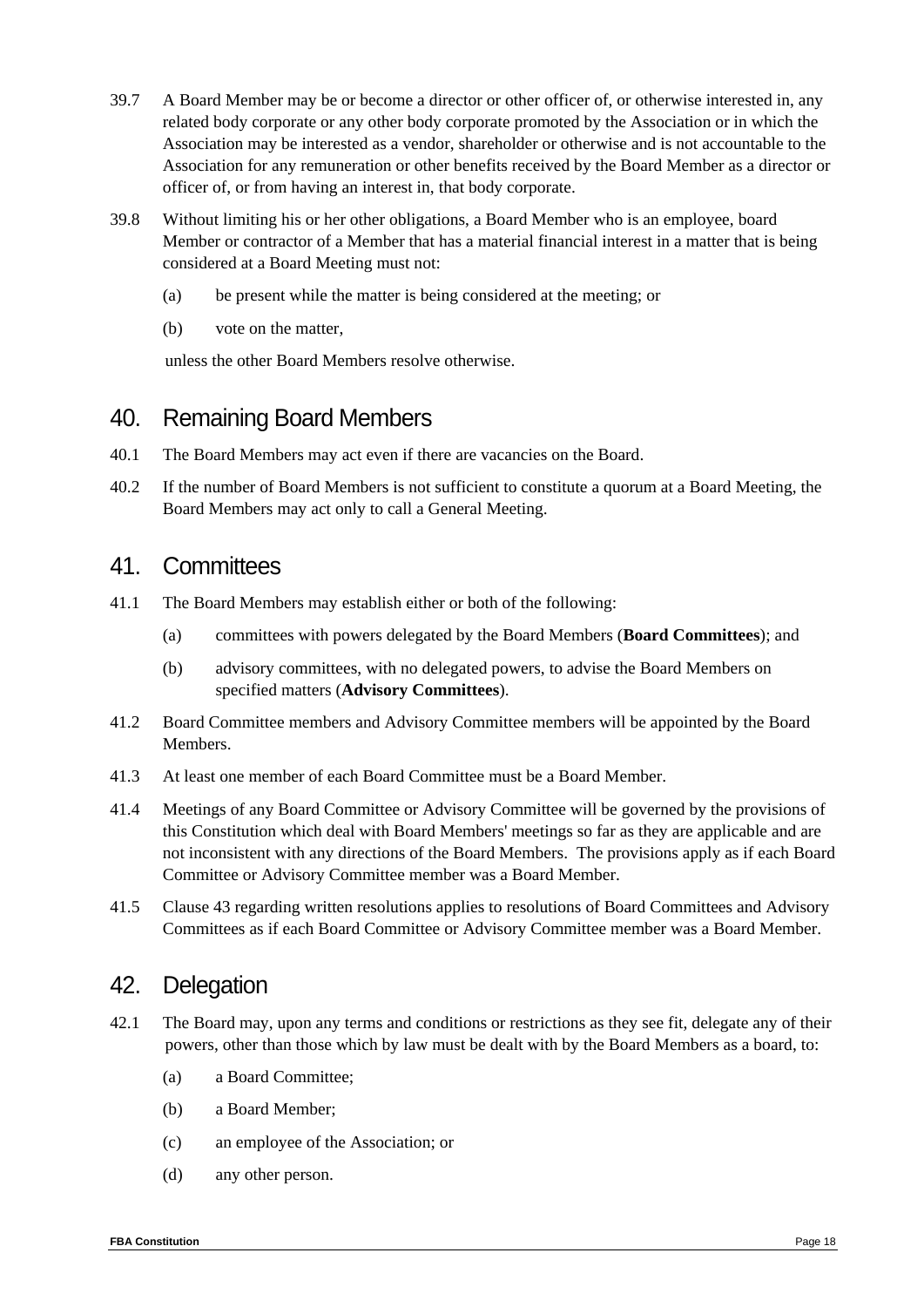39.7 A Board Member may be or become a director or other officer of, or otherwise interested in, any related body corporate or any other body corporate promoted by the Association or in which the Association may be interested as a vendor, shareholder or otherwise and is not accountable to the Association for any remuneration or other benefits received by the Board Member as a director or officer of, or from having an interest in, that body corporate.

39.8 Without limiting his or her other obligations, a Board Member who is an employee, board Member or contractor of a Member that has a material financial interest in a matter that is being considered at a Board Meeting must not:

(a) be present while the matter is being considered at the meeting; or

(b) vote on the matter,

unless the other Board Members resolve otherwise.

## 40. Remaining Board Members

40.1 The Board Members may act even if there are vacancies on the Board.

40.2 If the number of Board Members is not sufficient to constitute a quorum at a Board Meeting, the Board Members may act only to call a General Meeting.

## 41. Committees

41.1 The Board Members may establish either or both of the following:

(a) committees with powers delegated by the Board Members (**Board Committees**); and

(b) advisory committees, with no delegated powers, to advise the Board Members on specified matters (**Advisory Committees**).

41.2 Board Committee members and Advisory Committee members will be appointed by the Board Members.

41.3 At least one member of each Board Committee must be a Board Member.

41.4 Meetings of any Board Committee or Advisory Committee will be governed by the provisions of this Constitution which deal with Board Members' meetings so far as they are applicable and are not inconsistent with any directions of the Board Members. The provisions apply as if each Board Committee or Advisory Committee member was a Board Member.

41.5 Clause 43 regarding written resolutions applies to resolutions of Board Committees and Advisory Committees as if each Board Committee or Advisory Committee member was a Board Member.

## 42. Delegation

42.1 The Board may, upon any terms and conditions or restrictions as they see fit, delegate any of their powers, other than those which by law must be dealt with by the Board Members as a board, to:

(a) a Board Committee;

(b) a Board Member;

(c) an employee of the Association; or

(d) any other person.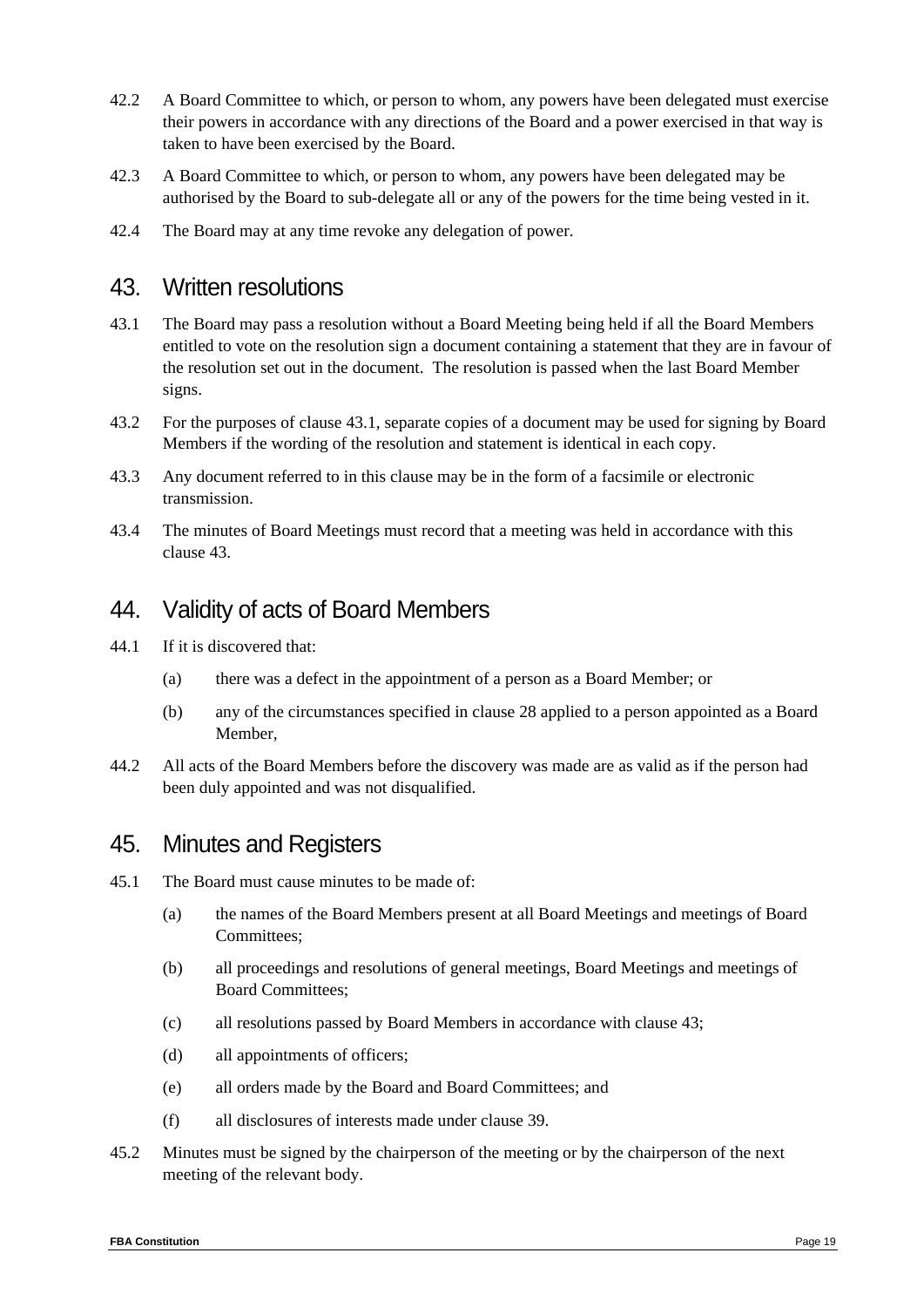42.2 A Board Committee to which, or person to whom, any powers have been delegated must exercise their powers in accordance with any directions of the Board and a power exercised in that way is taken to have been exercised by the Board.

42.3 A Board Committee to which, or person to whom, any powers have been delegated may be authorised by the Board to sub-delegate all or any of the powers for the time being vested in it.

42.4 The Board may at any time revoke any delegation of power.

## 43. Written resolutions

43.1 The Board may pass a resolution without a Board Meeting being held if all the Board Members entitled to vote on the resolution sign a document containing a statement that they are in favour of the resolution set out in the document. The resolution is passed when the last Board Member signs.

43.2 For the purposes of clause 43.1, separate copies of a document may be used for signing by Board Members if the wording of the resolution and statement is identical in each copy.

43.3 Any document referred to in this clause may be in the form of a facsimile or electronic transmission.

43.4 The minutes of Board Meetings must record that a meeting was held in accordance with this clause 43.

## 44. Validity of acts of Board Members

44.1 If it is discovered that:

- (a) there was a defect in the appointment of a person as a Board Member; or
- (b) any of the circumstances specified in clause 28 applied to a person appointed as a Board Member,

44.2 All acts of the Board Members before the discovery was made are as valid as if the person had been duly appointed and was not disqualified.

## 45. Minutes and Registers

45.1 The Board must cause minutes to be made of:

- (a) the names of the Board Members present at all Board Meetings and meetings of Board Committees;
- (b) all proceedings and resolutions of general meetings, Board Meetings and meetings of Board Committees;
- (c) all resolutions passed by Board Members in accordance with clause 43;
- (d) all appointments of officers;
- (e) all orders made by the Board and Board Committees; and
- (f) all disclosures of interests made under clause 39.

45.2 Minutes must be signed by the chairperson of the meeting or by the chairperson of the next meeting of the relevant body.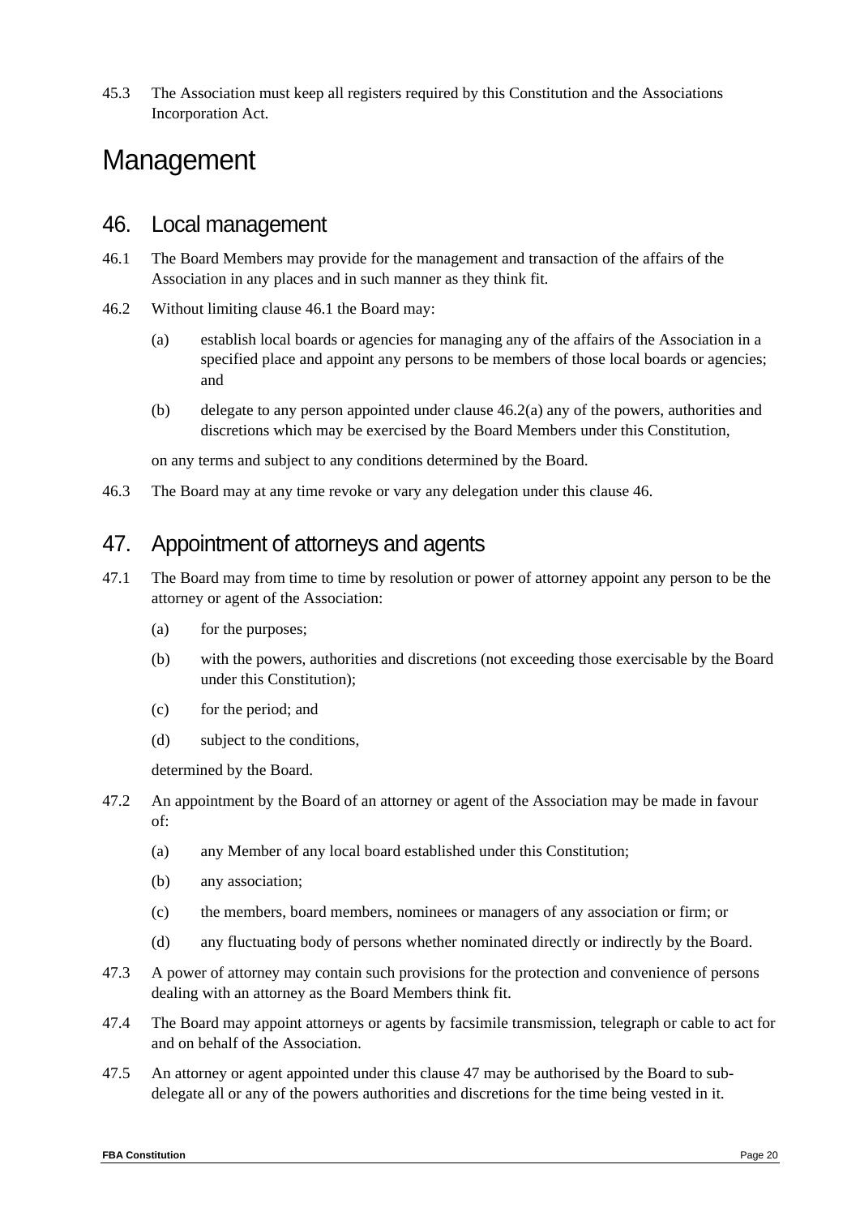45.3 The Association must keep all registers required by this Constitution and the Associations Incorporation Act.

# Management

## 46. Local management

46.1 The Board Members may provide for the management and transaction of the affairs of the Association in any places and in such manner as they think fit.

46.2 Without limiting clause 46.1 the Board may:

(a) establish local boards or agencies for managing any of the affairs of the Association in a specified place and appoint any persons to be members of those local boards or agencies; and

(b) delegate to any person appointed under clause 46.2(a) any of the powers, authorities and discretions which may be exercised by the Board Members under this Constitution,

on any terms and subject to any conditions determined by the Board.

46.3 The Board may at any time revoke or vary any delegation under this clause 46.

## 47. Appointment of attorneys and agents

47.1 The Board may from time to time by resolution or power of attorney appoint any person to be the attorney or agent of the Association:

(a) for the purposes;

(b) with the powers, authorities and discretions (not exceeding those exercisable by the Board under this Constitution);

(c) for the period; and

(d) subject to the conditions,

determined by the Board.

47.2 An appointment by the Board of an attorney or agent of the Association may be made in favour of:

(a) any Member of any local board established under this Constitution;

(b) any association;

(c) the members, board members, nominees or managers of any association or firm; or

(d) any fluctuating body of persons whether nominated directly or indirectly by the Board.

47.3 A power of attorney may contain such provisions for the protection and convenience of persons dealing with an attorney as the Board Members think fit.

47.4 The Board may appoint attorneys or agents by facsimile transmission, telegraph or cable to act for and on behalf of the Association.

47.5 An attorney or agent appointed under this clause 47 may be authorised by the Board to sub-delegate all or any of the powers authorities and discretions for the time being vested in it.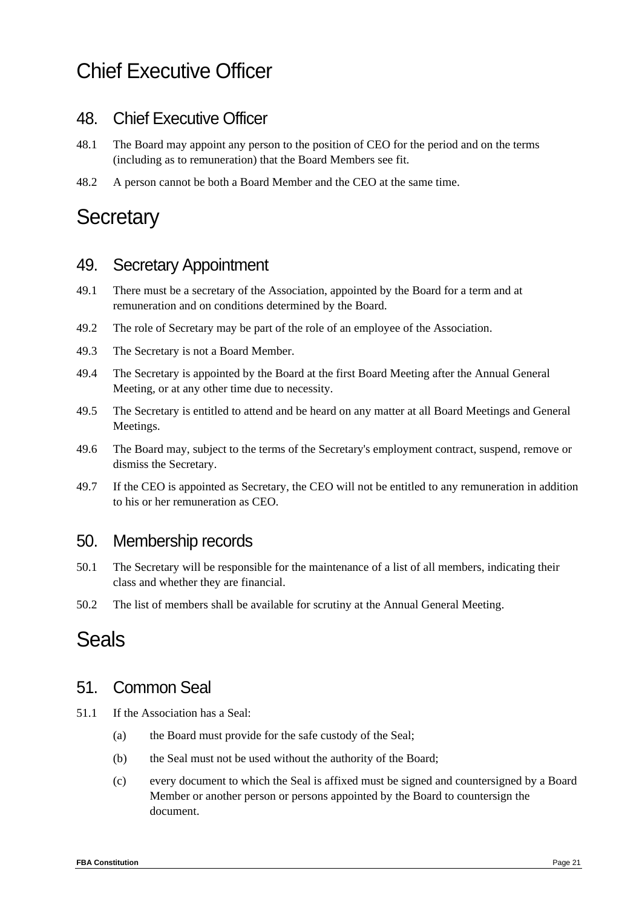# Chief Executive Officer

## 48. Chief Executive Officer

48.1 The Board may appoint any person to the position of CEO for the period and on the terms (including as to remuneration) that the Board Members see fit.

48.2 A person cannot be both a Board Member and the CEO at the same time.

# Secretary

## 49. Secretary Appointment

49.1 There must be a secretary of the Association, appointed by the Board for a term and at remuneration and on conditions determined by the Board.

49.2 The role of Secretary may be part of the role of an employee of the Association.

49.3 The Secretary is not a Board Member.

49.4 The Secretary is appointed by the Board at the first Board Meeting after the Annual General Meeting, or at any other time due to necessity.

49.5 The Secretary is entitled to attend and be heard on any matter at all Board Meetings and General Meetings.

49.6 The Board may, subject to the terms of the Secretary's employment contract, suspend, remove or dismiss the Secretary.

49.7 If the CEO is appointed as Secretary, the CEO will not be entitled to any remuneration in addition to his or her remuneration as CEO.

## 50. Membership records

50.1 The Secretary will be responsible for the maintenance of a list of all members, indicating their class and whether they are financial.

50.2 The list of members shall be available for scrutiny at the Annual General Meeting.

# Seals

## 51. Common Seal

51.1 If the Association has a Seal:

(a) the Board must provide for the safe custody of the Seal;

(b) the Seal must not be used without the authority of the Board;

(c) every document to which the Seal is affixed must be signed and countersigned by a Board Member or another person or persons appointed by the Board to countersign the document.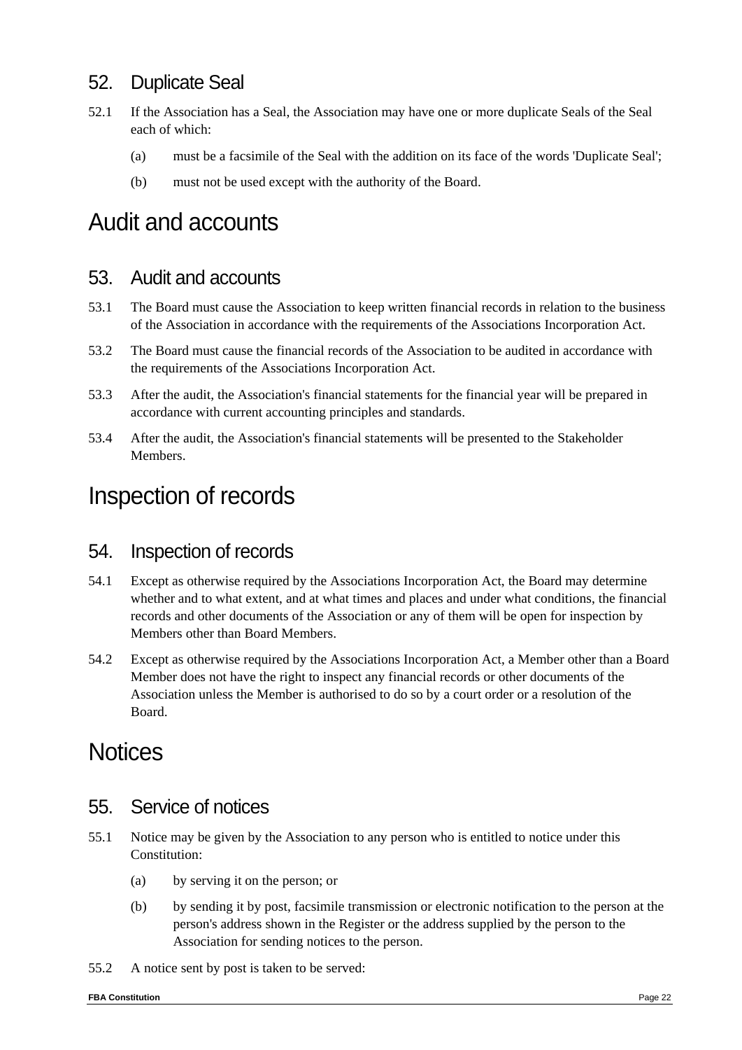## 52. Duplicate Seal

52.1 If the Association has a Seal, the Association may have one or more duplicate Seals of the Seal each of which:

(a) must be a facsimile of the Seal with the addition on its face of the words 'Duplicate Seal';

(b) must not be used except with the authority of the Board.

# Audit and accounts

## 53. Audit and accounts

53.1 The Board must cause the Association to keep written financial records in relation to the business of the Association in accordance with the requirements of the Associations Incorporation Act.

53.2 The Board must cause the financial records of the Association to be audited in accordance with the requirements of the Associations Incorporation Act.

53.3 After the audit, the Association's financial statements for the financial year will be prepared in accordance with current accounting principles and standards.

53.4 After the audit, the Association's financial statements will be presented to the Stakeholder Members.

# Inspection of records

## 54. Inspection of records

54.1 Except as otherwise required by the Associations Incorporation Act, the Board may determine whether and to what extent, and at what times and places and under what conditions, the financial records and other documents of the Association or any of them will be open for inspection by Members other than Board Members.

54.2 Except as otherwise required by the Associations Incorporation Act, a Member other than a Board Member does not have the right to inspect any financial records or other documents of the Association unless the Member is authorised to do so by a court order or a resolution of the Board.

# Notices

## 55. Service of notices

55.1 Notice may be given by the Association to any person who is entitled to notice under this Constitution:

(a) by serving it on the person; or

(b) by sending it by post, facsimile transmission or electronic notification to the person at the person's address shown in the Register or the address supplied by the person to the Association for sending notices to the person.

55.2 A notice sent by post is taken to be served: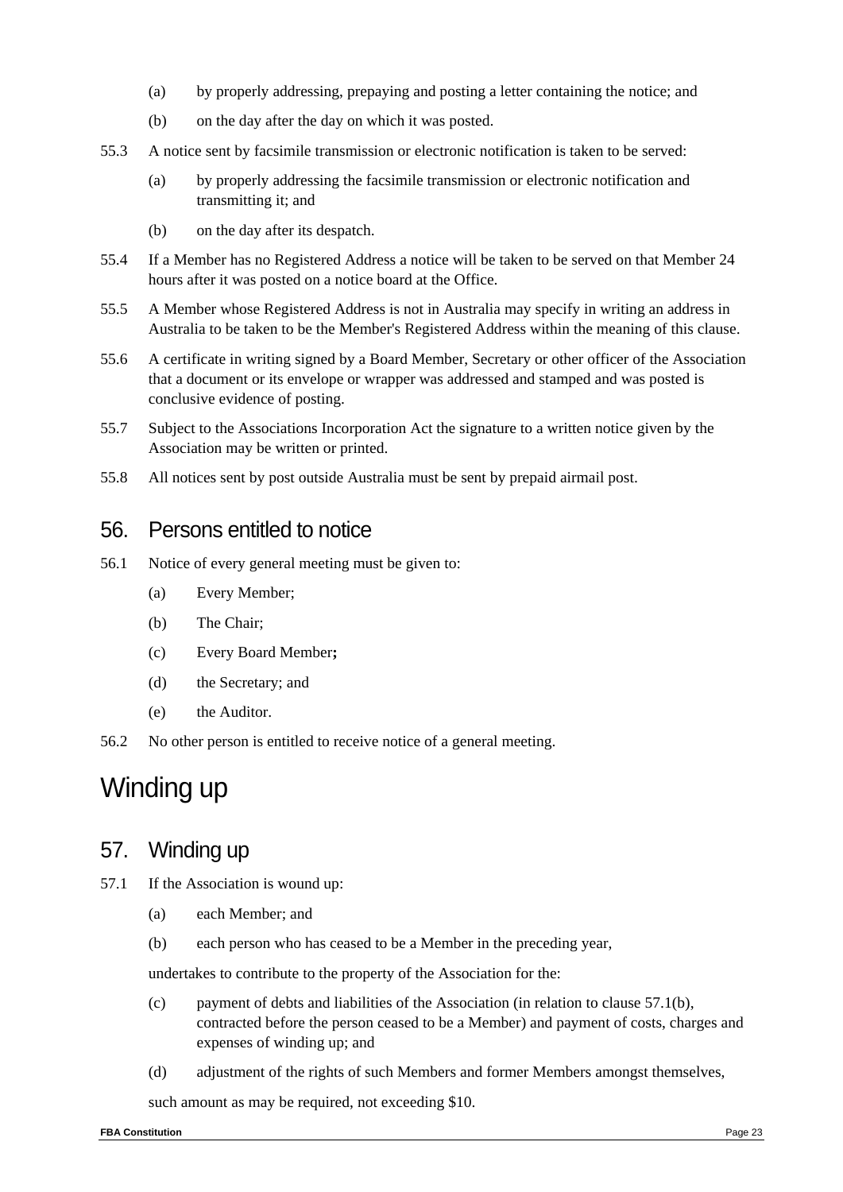(a) by properly addressing, prepaying and posting a letter containing the notice; and

(b) on the day after the day on which it was posted.

55.3 A notice sent by facsimile transmission or electronic notification is taken to be served:

(a) by properly addressing the facsimile transmission or electronic notification and transmitting it; and

(b) on the day after its despatch.

55.4 If a Member has no Registered Address a notice will be taken to be served on that Member 24 hours after it was posted on a notice board at the Office.

55.5 A Member whose Registered Address is not in Australia may specify in writing an address in Australia to be taken to be the Member's Registered Address within the meaning of this clause.

55.6 A certificate in writing signed by a Board Member, Secretary or other officer of the Association that a document or its envelope or wrapper was addressed and stamped and was posted is conclusive evidence of posting.

55.7 Subject to the Associations Incorporation Act the signature to a written notice given by the Association may be written or printed.

55.8 All notices sent by post outside Australia must be sent by prepaid airmail post.

## 56. Persons entitled to notice

56.1 Notice of every general meeting must be given to:

(a) Every Member;

(b) The Chair;

(c) Every Board Member**;**

(d) the Secretary; and

(e) the Auditor.

56.2 No other person is entitled to receive notice of a general meeting.

# Winding up

## 57. Winding up

57.1 If the Association is wound up:

(a) each Member; and

(b) each person who has ceased to be a Member in the preceding year,

undertakes to contribute to the property of the Association for the:

(c) payment of debts and liabilities of the Association (in relation to clause 57.1(b), contracted before the person ceased to be a Member) and payment of costs, charges and expenses of winding up; and

(d) adjustment of the rights of such Members and former Members amongst themselves,

such amount as may be required, not exceeding $10.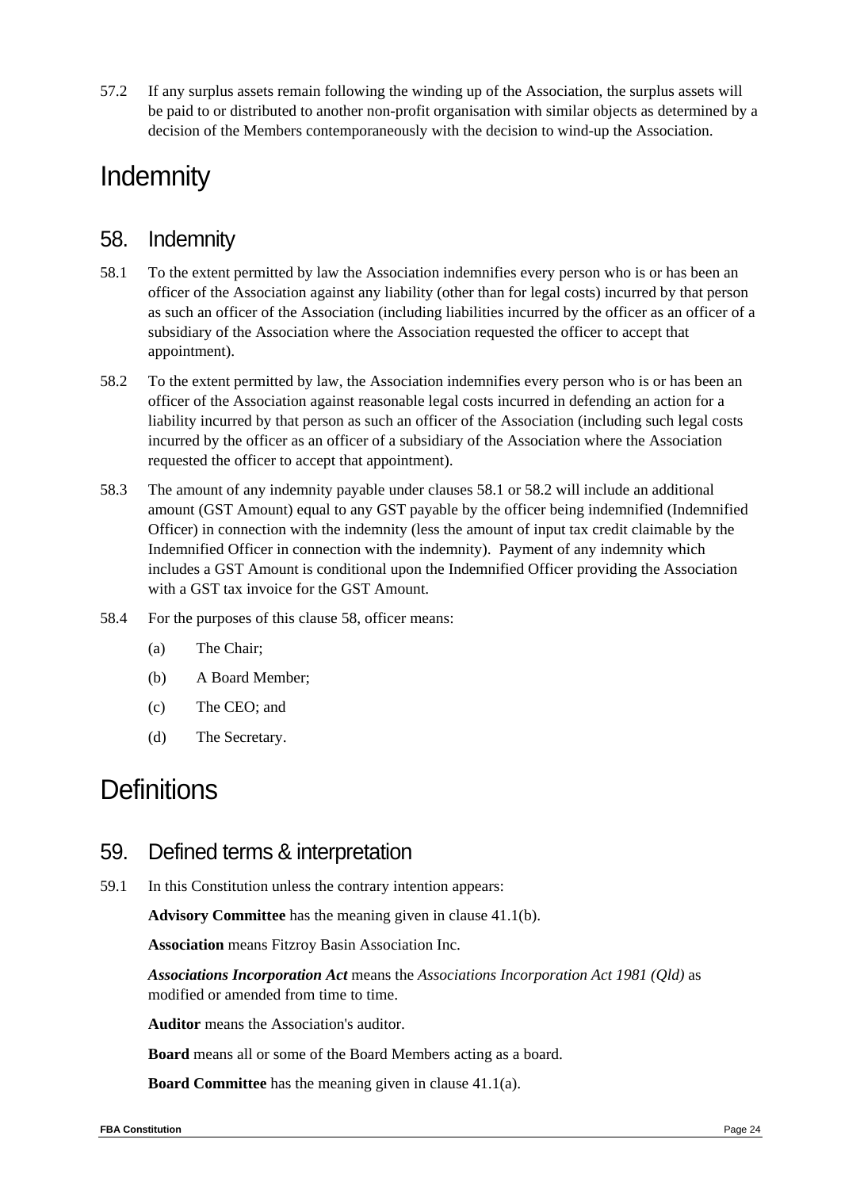57.2 If any surplus assets remain following the winding up of the Association, the surplus assets will be paid to or distributed to another non-profit organisation with similar objects as determined by a decision of the Members contemporaneously with the decision to wind-up the Association.

# Indemnity

## 58. Indemnity

58.1 To the extent permitted by law the Association indemnifies every person who is or has been an officer of the Association against any liability (other than for legal costs) incurred by that person as such an officer of the Association (including liabilities incurred by the officer as an officer of a subsidiary of the Association where the Association requested the officer to accept that appointment).

58.2 To the extent permitted by law, the Association indemnifies every person who is or has been an officer of the Association against reasonable legal costs incurred in defending an action for a liability incurred by that person as such an officer of the Association (including such legal costs incurred by the officer as an officer of a subsidiary of the Association where the Association requested the officer to accept that appointment).

58.3 The amount of any indemnity payable under clauses 58.1 or 58.2 will include an additional amount (GST Amount) equal to any GST payable by the officer being indemnified (Indemnified Officer) in connection with the indemnity (less the amount of input tax credit claimable by the Indemnified Officer in connection with the indemnity). Payment of any indemnity which includes a GST Amount is conditional upon the Indemnified Officer providing the Association with a GST tax invoice for the GST Amount.

58.4 For the purposes of this clause 58, officer means:

(a) The Chair;

(b) A Board Member;

(c) The CEO; and

(d) The Secretary.

# Definitions

## 59. Defined terms & interpretation

59.1 In this Constitution unless the contrary intention appears:

**Advisory Committee** has the meaning given in clause 41.1(b).

**Association** means Fitzroy Basin Association Inc.

***Associations Incorporation Act*** means the *Associations Incorporation Act 1981 (Qld)* as modified or amended from time to time.

**Auditor** means the Association's auditor.

**Board** means all or some of the Board Members acting as a board.

**Board Committee** has the meaning given in clause 41.1(a).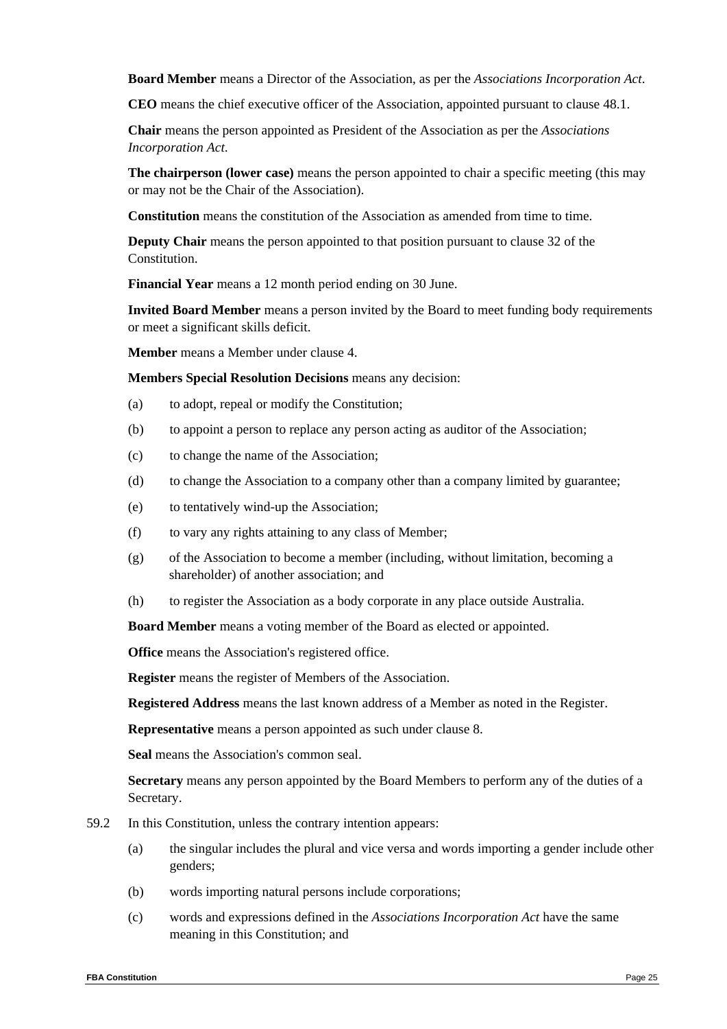**Board Member** means a Director of the Association, as per the *Associations Incorporation Act*.

**CEO** means the chief executive officer of the Association, appointed pursuant to clause 48.1.

**Chair** means the person appointed as President of the Association as per the *Associations Incorporation Act.*

**The chairperson (lower case)** means the person appointed to chair a specific meeting (this may or may not be the Chair of the Association).

**Constitution** means the constitution of the Association as amended from time to time.

**Deputy Chair** means the person appointed to that position pursuant to clause 32 of the Constitution.

**Financial Year** means a 12 month period ending on 30 June.

**Invited Board Member** means a person invited by the Board to meet funding body requirements or meet a significant skills deficit.

**Member** means a Member under clause 4.

**Members Special Resolution Decisions** means any decision:

(a) to adopt, repeal or modify the Constitution;

(b) to appoint a person to replace any person acting as auditor of the Association;

(c) to change the name of the Association;

(d) to change the Association to a company other than a company limited by guarantee;

(e) to tentatively wind-up the Association;

(f) to vary any rights attaining to any class of Member;

(g) of the Association to become a member (including, without limitation, becoming a shareholder) of another association; and

(h) to register the Association as a body corporate in any place outside Australia.

**Board Member** means a voting member of the Board as elected or appointed.

**Office** means the Association's registered office.

**Register** means the register of Members of the Association.

**Registered Address** means the last known address of a Member as noted in the Register.

**Representative** means a person appointed as such under clause 8.

**Seal** means the Association's common seal.

**Secretary** means any person appointed by the Board Members to perform any of the duties of a Secretary.

59.2 In this Constitution, unless the contrary intention appears:

(a) the singular includes the plural and vice versa and words importing a gender include other genders;

(b) words importing natural persons include corporations;

(c) words and expressions defined in the *Associations Incorporation Act* have the same meaning in this Constitution; and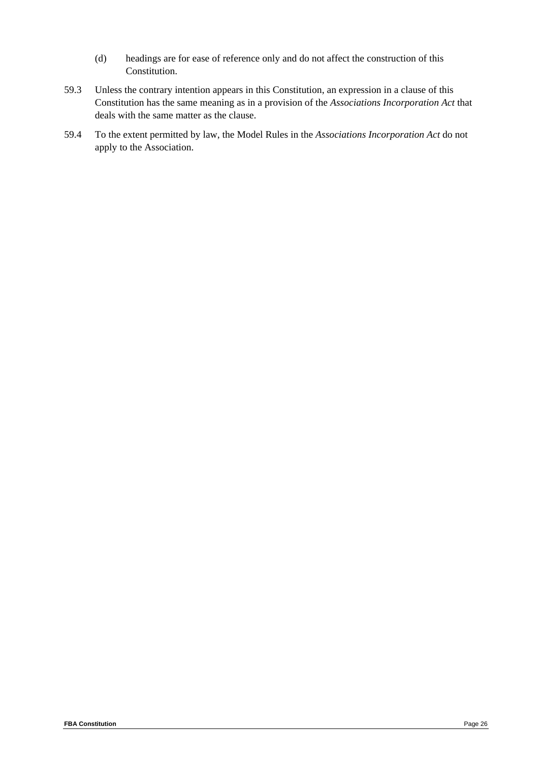(d) headings are for ease of reference only and do not affect the construction of this Constitution.

59.3 Unless the contrary intention appears in this Constitution, an expression in a clause of this Constitution has the same meaning as in a provision of the *Associations Incorporation Act* that deals with the same matter as the clause.

59.4 To the extent permitted by law, the Model Rules in the *Associations Incorporation Act* do not apply to the Association.